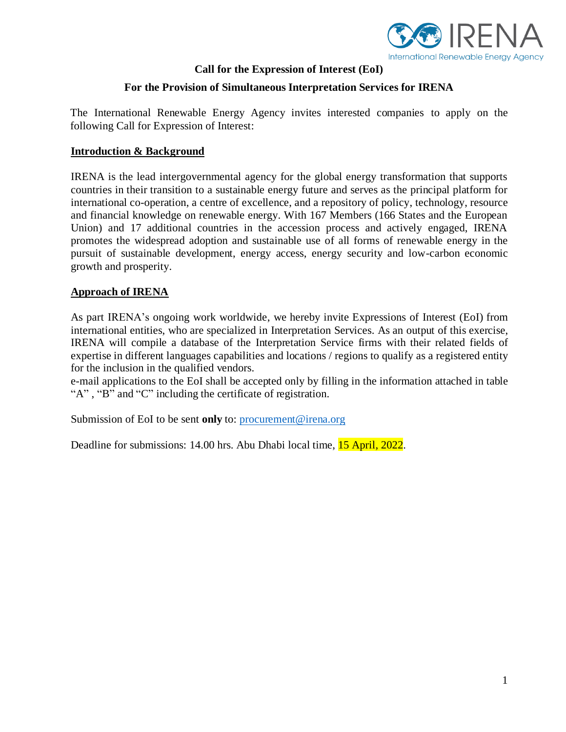**Call for the Expression of Interest (EoI)**

**For the Provision of Simultaneous Interpretation Services for IRENA**

The International Renewable Energy Agency invites interested companies to apply on the following Call for Expression of Interest:

## Introduction & Background

IRENA is the lead intergovernmental agency for the global energy transformation that supports countries in their transition to a sustainable energy future and serves as the principal platform for international co-operation, a centre of excellence, and a repository of policy, technology, resource and financial knowledge on renewable energy. With 167 Members (166 States and the European Union) and 17 additional countries in the accession process and actively engaged, IRENA promotes the widespread adoption and sustainable use of all forms of renewable energy in the pursuit of sustainable development, energy access, energy security and low-carbon economic growth and prosperity.

## Approach of IRENA

As part IRENA's ongoing work worldwide, we hereby invite Expressions of Interest (EoI) from international entities, who are specialized in Interpretation Services. As an output of this exercise, IRENA will compile a database of the Interpretation Service firms with their related fields of expertise in different languages capabilities and locations / regions to qualify as a registered entity for the inclusion in the qualified vendors.
e-mail applications to the EoI shall be accepted only by filling in the information attached in table "A" , "B" and "C" including the certificate of registration.

Submission of EoI to be sent **only** to: procurement@irena.org

Deadline for submissions: 14.00 hrs. Abu Dhabi local time, 15 April, 2022.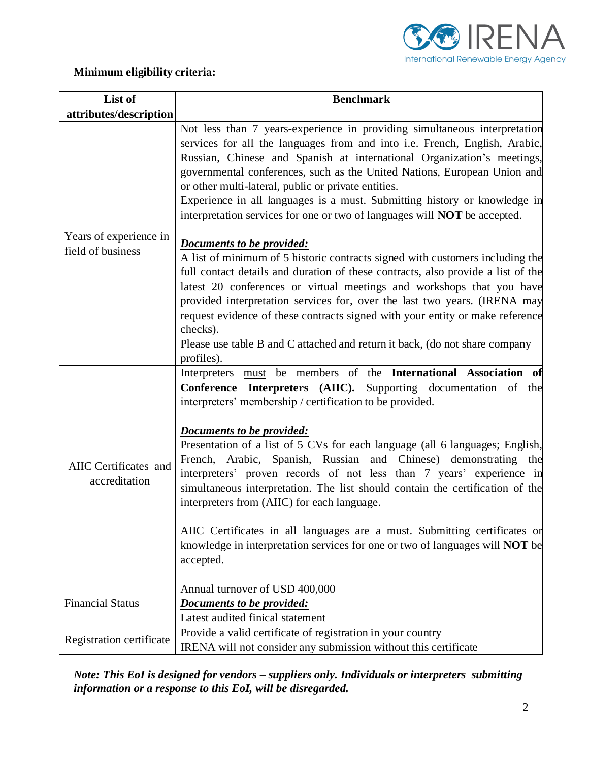**Minimum eligibility criteria:**

| List of attributes/description | Benchmark |
|---|---|
| Years of experience in field of business | Not less than 7 years-experience in providing simultaneous interpretation services for all the languages from and into i.e. French, English, Arabic, Russian, Chinese and Spanish at international Organization's meetings, governmental conferences, such as the United Nations, European Union and or other multi-lateral, public or private entities.<br>Experience in all languages is a must. Submitting history or knowledge in interpretation services for one or two of languages will **NOT** be accepted.<br><br>***Documents to be provided:***<br>A list of minimum of 5 historic contracts signed with customers including the full contact details and duration of these contracts, also provide a list of the latest 20 conferences or virtual meetings and workshops that you have provided interpretation services for, over the last two years. (IRENA may request evidence of these contracts signed with your entity or make reference checks).<br>Please use table B and C attached and return it back, (do not share company profiles). |
| AIIC Certificates and accreditation | Interpreters must be members of the **International Association of Conference Interpreters (AIIC).** Supporting documentation of the interpreters' membership / certification to be provided.<br><br>***Documents to be provided:***<br>Presentation of a list of 5 CVs for each language (all 6 languages; English, French, Arabic, Spanish, Russian and Chinese) demonstrating the interpreters' proven records of not less than 7 years' experience in simultaneous interpretation. The list should contain the certification of the interpreters from (AIIC) for each language.<br><br>AIIC Certificates in all languages are a must. Submitting certificates or knowledge in interpretation services for one or two of languages will **NOT** be accepted. |
| Financial Status | Annual turnover of USD 400,000<br>***Documents to be provided:***<br>Latest audited finical statement |
| Registration certificate | Provide a valid certificate of registration in your country<br>IRENA will not consider any submission without this certificate |

***Note: This EoI is designed for vendors – suppliers only. Individuals or interpreters submitting information or a response to this EoI, will be disregarded.***